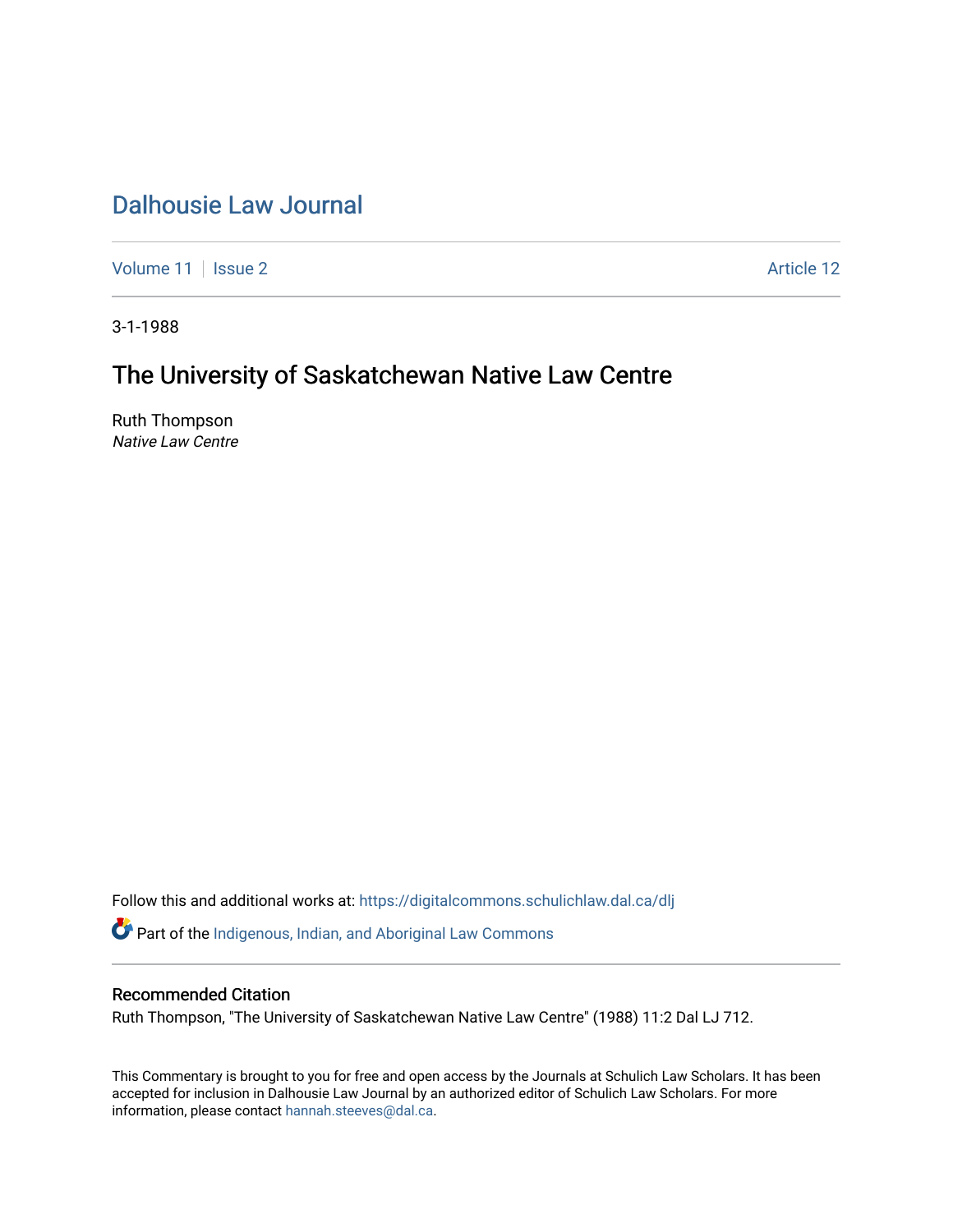# Dalhousie Law Journal

Volume 11 | Issue 2 | Article 12

3-1-1988

## The University of Saskatchewan Native Law Centre

Ruth Thompson
*Native Law Centre*

Follow this and additional works at: https://digitalcommons.schulichlaw.dal.ca/dlj

Part of the Indigenous, Indian, and Aboriginal Law Commons

### Recommended Citation

Ruth Thompson, "The University of Saskatchewan Native Law Centre" (1988) 11:2 Dal LJ 712.

This Commentary is brought to you for free and open access by the Journals at Schulich Law Scholars. It has been accepted for inclusion in Dalhousie Law Journal by an authorized editor of Schulich Law Scholars. For more information, please contact hannah.steeves@dal.ca.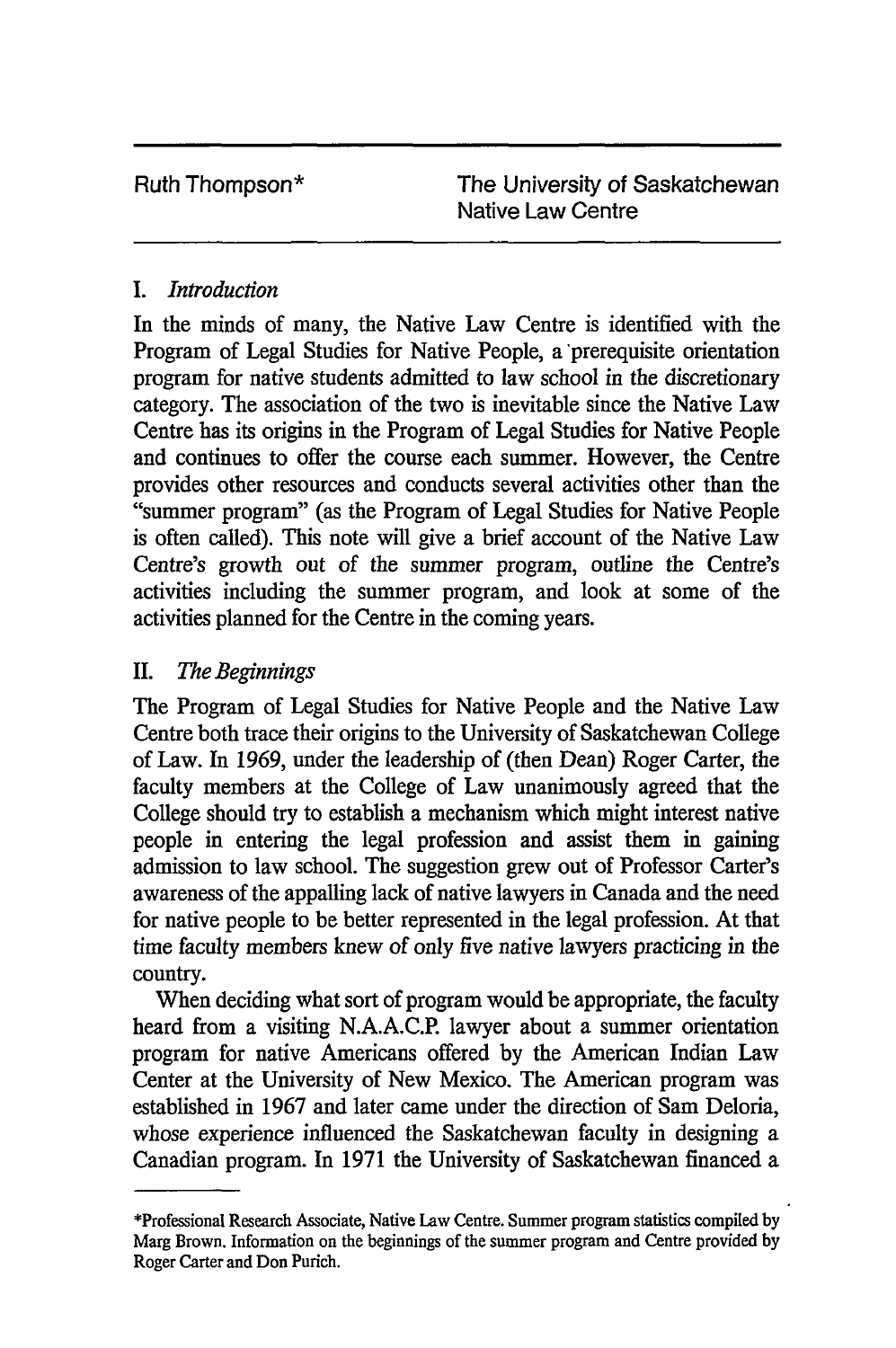Ruth Thompson*

# The University of Saskatchewan Native Law Centre

## I. *Introduction*

In the minds of many, the Native Law Centre is identified with the Program of Legal Studies for Native People, a prerequisite orientation program for native students admitted to law school in the discretionary category. The association of the two is inevitable since the Native Law Centre has its origins in the Program of Legal Studies for Native People and continues to offer the course each summer. However, the Centre provides other resources and conducts several activities other than the "summer program" (as the Program of Legal Studies for Native People is often called). This note will give a brief account of the Native Law Centre's growth out of the summer program, outline the Centre's activities including the summer program, and look at some of the activities planned for the Centre in the coming years.

## II. *The Beginnings*

The Program of Legal Studies for Native People and the Native Law Centre both trace their origins to the University of Saskatchewan College of Law. In 1969, under the leadership of (then Dean) Roger Carter, the faculty members at the College of Law unanimously agreed that the College should try to establish a mechanism which might interest native people in entering the legal profession and assist them in gaining admission to law school. The suggestion grew out of Professor Carter's awareness of the appalling lack of native lawyers in Canada and the need for native people to be better represented in the legal profession. At that time faculty members knew of only five native lawyers practicing in the country.

When deciding what sort of program would be appropriate, the faculty heard from a visiting N.A.A.C.P. lawyer about a summer orientation program for native Americans offered by the American Indian Law Center at the University of New Mexico. The American program was established in 1967 and later came under the direction of Sam Deloria, whose experience influenced the Saskatchewan faculty in designing a Canadian program. In 1971 the University of Saskatchewan financed a

---

*Professional Research Associate, Native Law Centre. Summer program statistics compiled by Marg Brown. Information on the beginnings of the summer program and Centre provided by Roger Carter and Don Purich.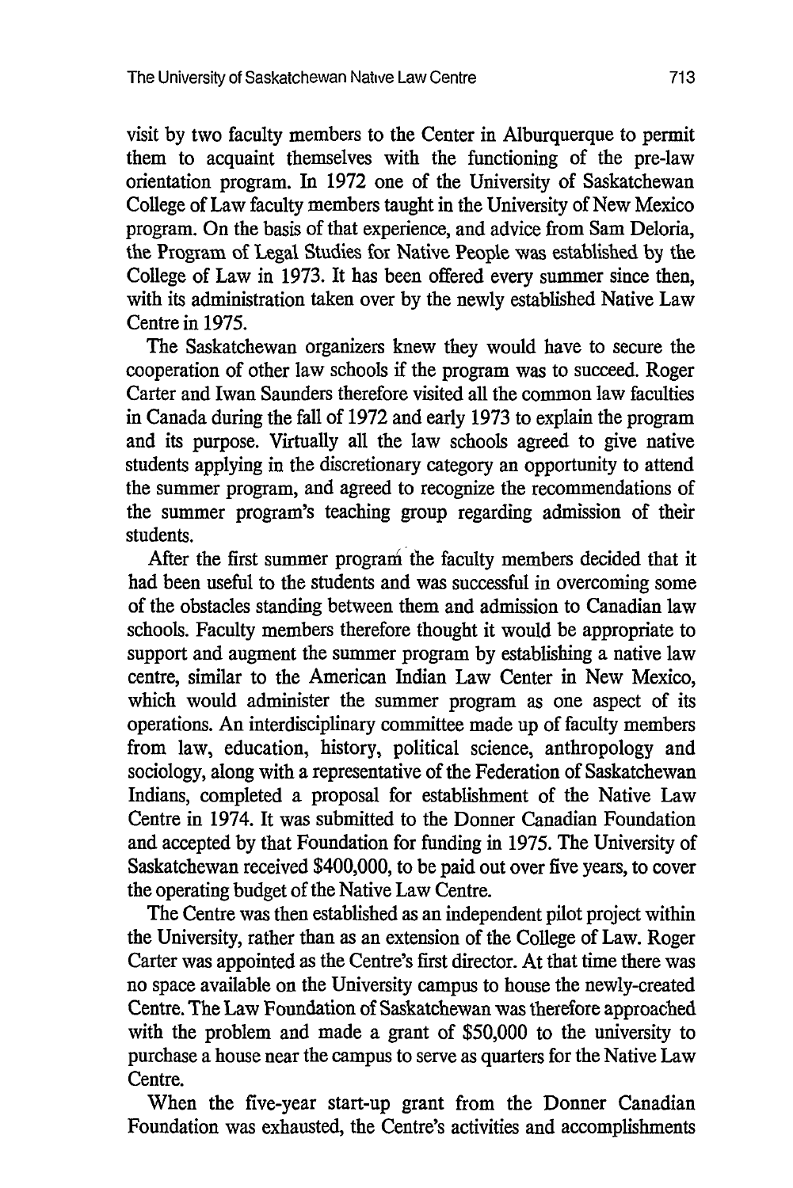visit by two faculty members to the Center in Alburquerque to permit them to acquaint themselves with the functioning of the pre-law orientation program. In 1972 one of the University of Saskatchewan College of Law faculty members taught in the University of New Mexico program. On the basis of that experience, and advice from Sam Deloria, the Program of Legal Studies for Native People was established by the College of Law in 1973. It has been offered every summer since then, with its administration taken over by the newly established Native Law Centre in 1975.

The Saskatchewan organizers knew they would have to secure the cooperation of other law schools if the program was to succeed. Roger Carter and Iwan Saunders therefore visited all the common law faculties in Canada during the fall of 1972 and early 1973 to explain the program and its purpose. Virtually all the law schools agreed to give native students applying in the discretionary category an opportunity to attend the summer program, and agreed to recognize the recommendations of the summer program's teaching group regarding admission of their students.

After the first summer program the faculty members decided that it had been useful to the students and was successful in overcoming some of the obstacles standing between them and admission to Canadian law schools. Faculty members therefore thought it would be appropriate to support and augment the summer program by establishing a native law centre, similar to the American Indian Law Center in New Mexico, which would administer the summer program as one aspect of its operations. An interdisciplinary committee made up of faculty members from law, education, history, political science, anthropology and sociology, along with a representative of the Federation of Saskatchewan Indians, completed a proposal for establishment of the Native Law Centre in 1974. It was submitted to the Donner Canadian Foundation and accepted by that Foundation for funding in 1975. The University of Saskatchewan received $400,000, to be paid out over five years, to cover the operating budget of the Native Law Centre.

The Centre was then established as an independent pilot project within the University, rather than as an extension of the College of Law. Roger Carter was appointed as the Centre's first director. At that time there was no space available on the University campus to house the newly-created Centre. The Law Foundation of Saskatchewan was therefore approached with the problem and made a grant of $50,000 to the university to purchase a house near the campus to serve as quarters for the Native Law Centre.

When the five-year start-up grant from the Donner Canadian Foundation was exhausted, the Centre's activities and accomplishments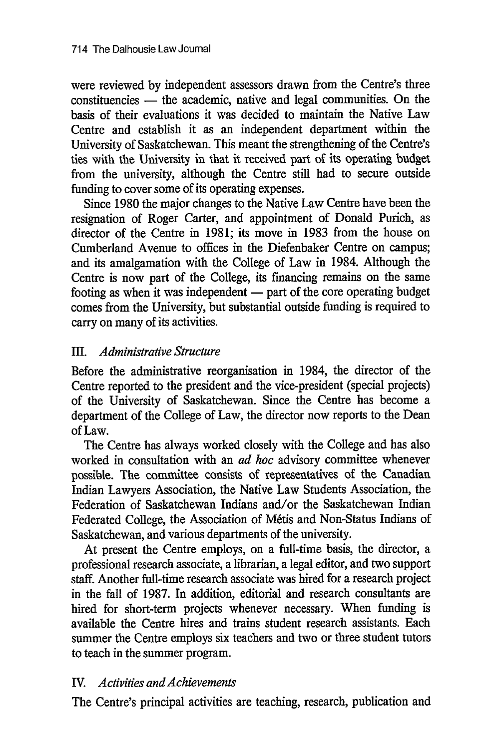were reviewed by independent assessors drawn from the Centre's three constituencies — the academic, native and legal communities. On the basis of their evaluations it was decided to maintain the Native Law Centre and establish it as an independent department within the University of Saskatchewan. This meant the strengthening of the Centre's ties with the University in that it received part of its operating budget from the university, although the Centre still had to secure outside funding to cover some of its operating expenses.

Since 1980 the major changes to the Native Law Centre have been the resignation of Roger Carter, and appointment of Donald Purich, as director of the Centre in 1981; its move in 1983 from the house on Cumberland Avenue to offices in the Diefenbaker Centre on campus; and its amalgamation with the College of Law in 1984. Although the Centre is now part of the College, its financing remains on the same footing as when it was independent — part of the core operating budget comes from the University, but substantial outside funding is required to carry on many of its activities.

## III. *Administrative Structure*

Before the administrative reorganisation in 1984, the director of the Centre reported to the president and the vice-president (special projects) of the University of Saskatchewan. Since the Centre has become a department of the College of Law, the director now reports to the Dean of Law.

The Centre has always worked closely with the College and has also worked in consultation with an *ad hoc* advisory committee whenever possible. The committee consists of representatives of the Canadian Indian Lawyers Association, the Native Law Students Association, the Federation of Saskatchewan Indians and/or the Saskatchewan Indian Federated College, the Association of Métis and Non-Status Indians of Saskatchewan, and various departments of the university.

At present the Centre employs, on a full-time basis, the director, a professional research associate, a librarian, a legal editor, and two support staff. Another full-time research associate was hired for a research project in the fall of 1987. In addition, editorial and research consultants are hired for short-term projects whenever necessary. When funding is available the Centre hires and trains student research assistants. Each summer the Centre employs six teachers and two or three student tutors to teach in the summer program.

## IV. *Activities and Achievements*

The Centre's principal activities are teaching, research, publication and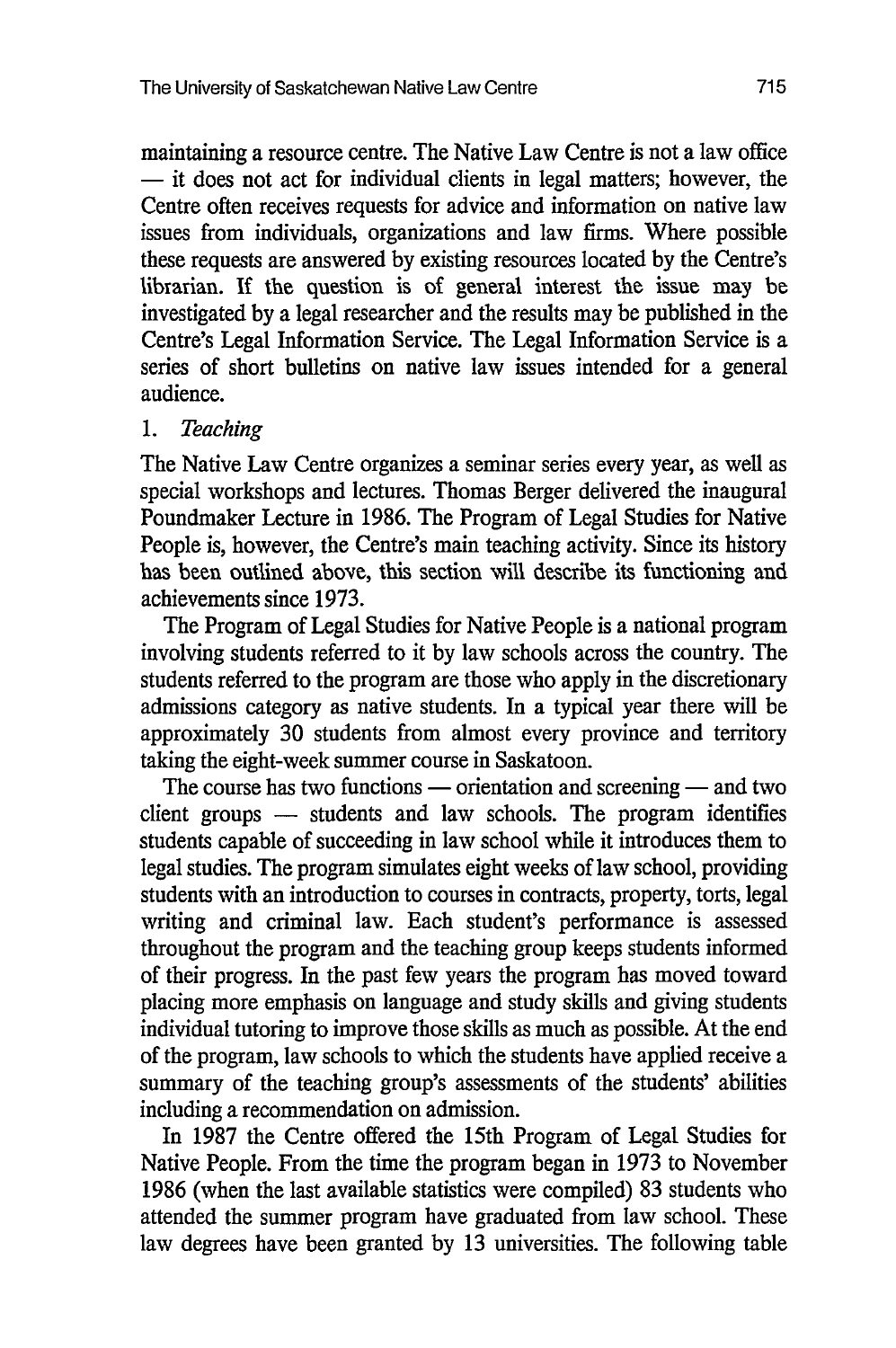maintaining a resource centre. The Native Law Centre is not a law office — it does not act for individual clients in legal matters; however, the Centre often receives requests for advice and information on native law issues from individuals, organizations and law firms. Where possible these requests are answered by existing resources located by the Centre's librarian. If the question is of general interest the issue may be investigated by a legal researcher and the results may be published in the Centre's Legal Information Service. The Legal Information Service is a series of short bulletins on native law issues intended for a general audience.

1. *Teaching*

The Native Law Centre organizes a seminar series every year, as well as special workshops and lectures. Thomas Berger delivered the inaugural Poundmaker Lecture in 1986. The Program of Legal Studies for Native People is, however, the Centre's main teaching activity. Since its history has been outlined above, this section will describe its functioning and achievements since 1973.

The Program of Legal Studies for Native People is a national program involving students referred to it by law schools across the country. The students referred to the program are those who apply in the discretionary admissions category as native students. In a typical year there will be approximately 30 students from almost every province and territory taking the eight-week summer course in Saskatoon.

The course has two functions — orientation and screening — and two client groups — students and law schools. The program identifies students capable of succeeding in law school while it introduces them to legal studies. The program simulates eight weeks of law school, providing students with an introduction to courses in contracts, property, torts, legal writing and criminal law. Each student's performance is assessed throughout the program and the teaching group keeps students informed of their progress. In the past few years the program has moved toward placing more emphasis on language and study skills and giving students individual tutoring to improve those skills as much as possible. At the end of the program, law schools to which the students have applied receive a summary of the teaching group's assessments of the students' abilities including a recommendation on admission.

In 1987 the Centre offered the 15th Program of Legal Studies for Native People. From the time the program began in 1973 to November 1986 (when the last available statistics were compiled) 83 students who attended the summer program have graduated from law school. These law degrees have been granted by 13 universities. The following table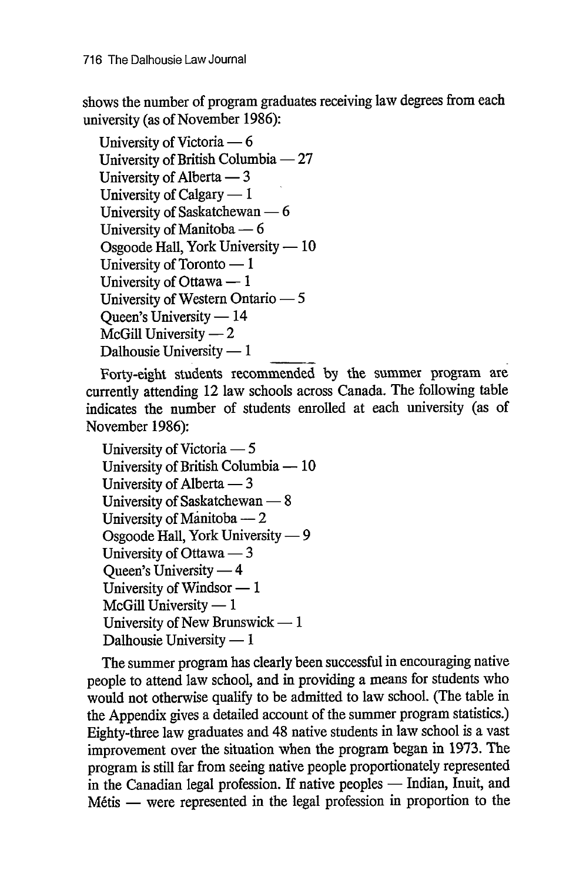shows the number of program graduates receiving law degrees from each university (as of November 1986):

University of Victoria — 6
University of British Columbia — 27
University of Alberta — 3
University of Calgary — 1
University of Saskatchewan — 6
University of Manitoba — 6
Osgoode Hall, York University — 10
University of Toronto — 1
University of Ottawa — 1
University of Western Ontario — 5
Queen's University — 14
McGill University — 2
Dalhousie University — 1

Forty-eight students recommended by the summer program are currently attending 12 law schools across Canada. The following table indicates the number of students enrolled at each university (as of November 1986):

University of Victoria — 5
University of British Columbia — 10
University of Alberta — 3
University of Saskatchewan — 8
University of Manitoba — 2
Osgoode Hall, York University — 9
University of Ottawa — 3
Queen's University — 4
University of Windsor — 1
McGill University — 1
University of New Brunswick — 1
Dalhousie University — 1

The summer program has clearly been successful in encouraging native people to attend law school, and in providing a means for students who would not otherwise qualify to be admitted to law school. (The table in the Appendix gives a detailed account of the summer program statistics.) Eighty-three law graduates and 48 native students in law school is a vast improvement over the situation when the program began in 1973. The program is still far from seeing native people proportionately represented in the Canadian legal profession. If native peoples — Indian, Inuit, and Métis — were represented in the legal profession in proportion to the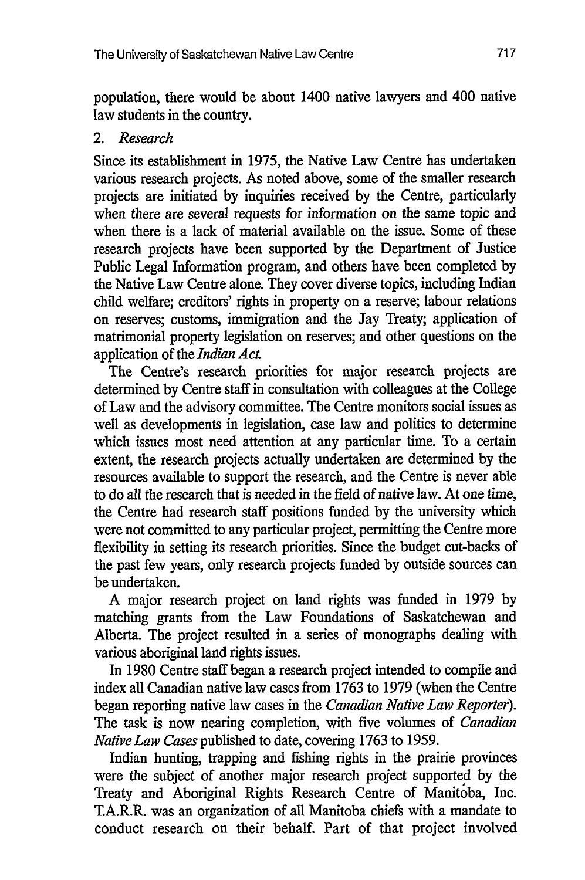population, there would be about 1400 native lawyers and 400 native law students in the country.

### 2. *Research*

Since its establishment in 1975, the Native Law Centre has undertaken various research projects. As noted above, some of the smaller research projects are initiated by inquiries received by the Centre, particularly when there are several requests for information on the same topic and when there is a lack of material available on the issue. Some of these research projects have been supported by the Department of Justice Public Legal Information program, and others have been completed by the Native Law Centre alone. They cover diverse topics, including Indian child welfare; creditors' rights in property on a reserve; labour relations on reserves; customs, immigration and the Jay Treaty; application of matrimonial property legislation on reserves; and other questions on the application of the *Indian Act*.

The Centre's research priorities for major research projects are determined by Centre staff in consultation with colleagues at the College of Law and the advisory committee. The Centre monitors social issues as well as developments in legislation, case law and politics to determine which issues most need attention at any particular time. To a certain extent, the research projects actually undertaken are determined by the resources available to support the research, and the Centre is never able to do all the research that is needed in the field of native law. At one time, the Centre had research staff positions funded by the university which were not committed to any particular project, permitting the Centre more flexibility in setting its research priorities. Since the budget cut-backs of the past few years, only research projects funded by outside sources can be undertaken.

A major research project on land rights was funded in 1979 by matching grants from the Law Foundations of Saskatchewan and Alberta. The project resulted in a series of monographs dealing with various aboriginal land rights issues.

In 1980 Centre staff began a research project intended to compile and index all Canadian native law cases from 1763 to 1979 (when the Centre began reporting native law cases in the *Canadian Native Law Reporter*). The task is now nearing completion, with five volumes of *Canadian Native Law Cases* published to date, covering 1763 to 1959.

Indian hunting, trapping and fishing rights in the prairie provinces were the subject of another major research project supported by the Treaty and Aboriginal Rights Research Centre of Manitoba, Inc. T.A.R.R. was an organization of all Manitoba chiefs with a mandate to conduct research on their behalf. Part of that project involved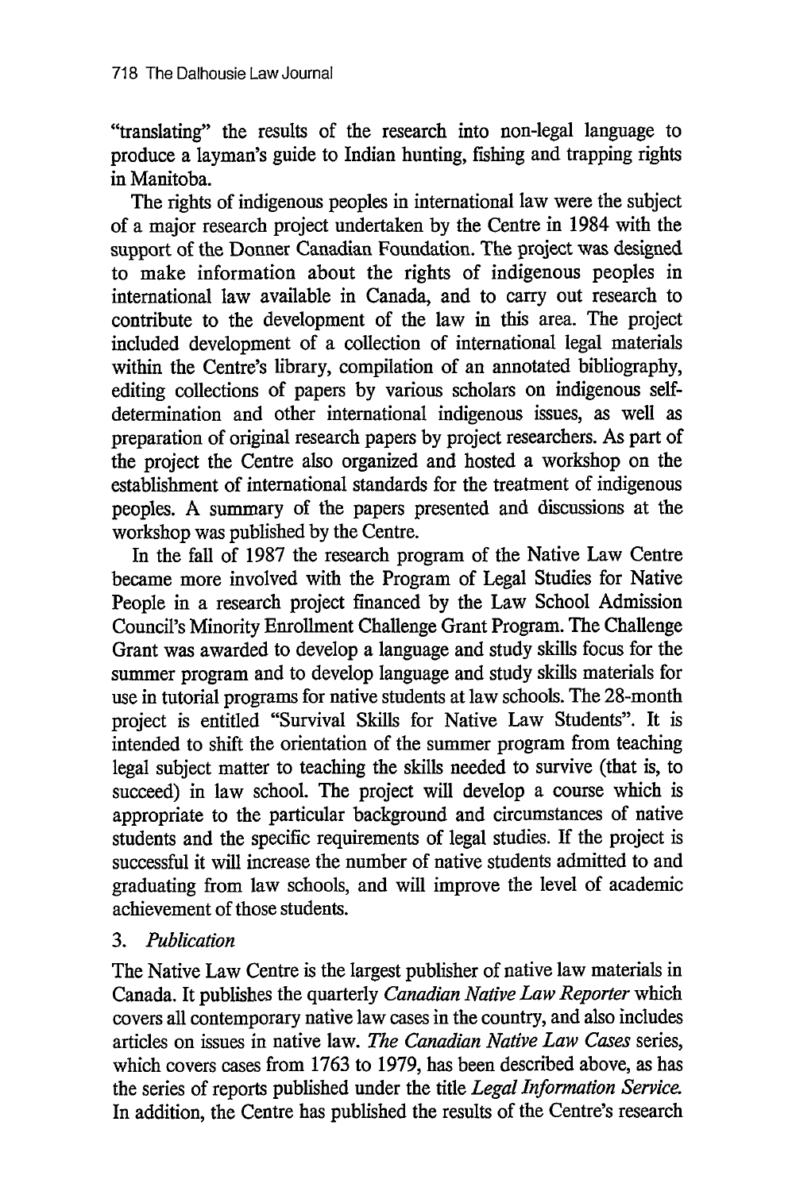"translating" the results of the research into non-legal language to produce a layman's guide to Indian hunting, fishing and trapping rights in Manitoba.

The rights of indigenous peoples in international law were the subject of a major research project undertaken by the Centre in 1984 with the support of the Donner Canadian Foundation. The project was designed to make information about the rights of indigenous peoples in international law available in Canada, and to carry out research to contribute to the development of the law in this area. The project included development of a collection of international legal materials within the Centre's library, compilation of an annotated bibliography, editing collections of papers by various scholars on indigenous self-determination and other international indigenous issues, as well as preparation of original research papers by project researchers. As part of the project the Centre also organized and hosted a workshop on the establishment of international standards for the treatment of indigenous peoples. A summary of the papers presented and discussions at the workshop was published by the Centre.

In the fall of 1987 the research program of the Native Law Centre became more involved with the Program of Legal Studies for Native People in a research project financed by the Law School Admission Council's Minority Enrollment Challenge Grant Program. The Challenge Grant was awarded to develop a language and study skills focus for the summer program and to develop language and study skills materials for use in tutorial programs for native students at law schools. The 28-month project is entitled "Survival Skills for Native Law Students". It is intended to shift the orientation of the summer program from teaching legal subject matter to teaching the skills needed to survive (that is, to succeed) in law school. The project will develop a course which is appropriate to the particular background and circumstances of native students and the specific requirements of legal studies. If the project is successful it will increase the number of native students admitted to and graduating from law schools, and will improve the level of academic achievement of those students.

3. *Publication*

The Native Law Centre is the largest publisher of native law materials in Canada. It publishes the quarterly *Canadian Native Law Reporter* which covers all contemporary native law cases in the country, and also includes articles on issues in native law. *The Canadian Native Law Cases* series, which covers cases from 1763 to 1979, has been described above, as has the series of reports published under the title *Legal Information Service.* In addition, the Centre has published the results of the Centre's research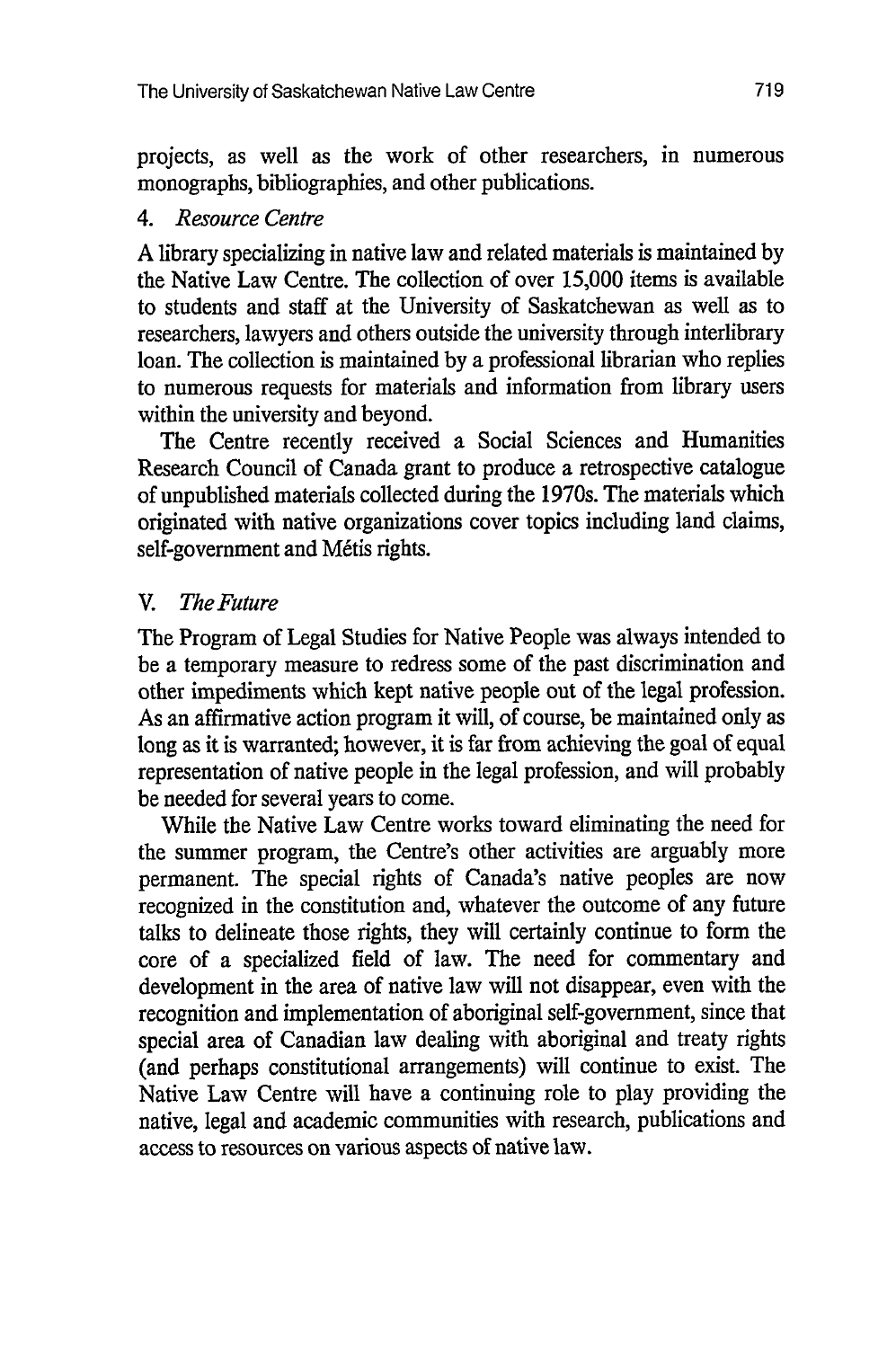projects, as well as the work of other researchers, in numerous monographs, bibliographies, and other publications.

### 4. *Resource Centre*

A library specializing in native law and related materials is maintained by the Native Law Centre. The collection of over 15,000 items is available to students and staff at the University of Saskatchewan as well as to researchers, lawyers and others outside the university through interlibrary loan. The collection is maintained by a professional librarian who replies to numerous requests for materials and information from library users within the university and beyond.

The Centre recently received a Social Sciences and Humanities Research Council of Canada grant to produce a retrospective catalogue of unpublished materials collected during the 1970s. The materials which originated with native organizations cover topics including land claims, self-government and Métis rights.

## V. *The Future*

The Program of Legal Studies for Native People was always intended to be a temporary measure to redress some of the past discrimination and other impediments which kept native people out of the legal profession. As an affirmative action program it will, of course, be maintained only as long as it is warranted; however, it is far from achieving the goal of equal representation of native people in the legal profession, and will probably be needed for several years to come.

While the Native Law Centre works toward eliminating the need for the summer program, the Centre's other activities are arguably more permanent. The special rights of Canada's native peoples are now recognized in the constitution and, whatever the outcome of any future talks to delineate those rights, they will certainly continue to form the core of a specialized field of law. The need for commentary and development in the area of native law will not disappear, even with the recognition and implementation of aboriginal self-government, since that special area of Canadian law dealing with aboriginal and treaty rights (and perhaps constitutional arrangements) will continue to exist. The Native Law Centre will have a continuing role to play providing the native, legal and academic communities with research, publications and access to resources on various aspects of native law.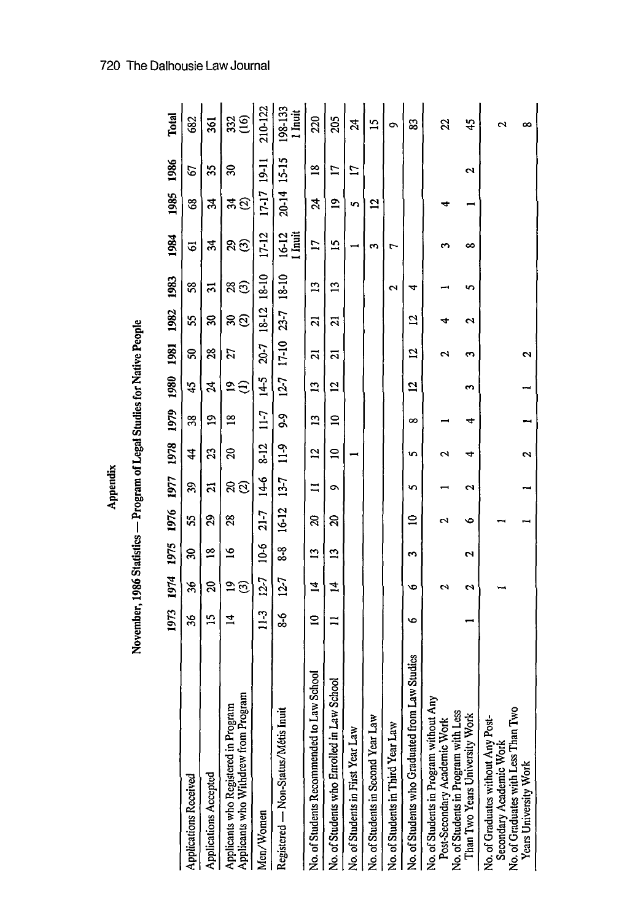## Appendix

### November, 1986 Statistics — Program of Legal Studies for Native People

| | 1973 | 1974 | 1975 | 1976 | 1977 | 1978 | 1979 | 1980 | 1981 | 1982 | 1983 | 1984 | 1985 | 1986 | Total |
|---|---|---|---|---|---|---|---|---|---|---|---|---|---|---|---|
| Applications Received | 36 | 36 | 30 | 55 | 39 | 44 | 38 | 45 | 50 | 55 | 58 | 61 | 68 | 67 | 682 |
| Applications Accepted | 15 | 20 | 18 | 29 | 21 | 23 | 19 | 24 | 28 | 30 | 31 | 34 | 34 | 35 | 361 |
| Applicants who Registered in Program<br>Applicants who Withdrew from Program | 14 | 19<br>(3) | 16 | 28 | 20<br>(2) | 20 | 18 | 19<br>(1) | 27 | 30<br>(2) | 28<br>(3) | 29<br>(3) | 34<br>(2) | 30 | 332<br>(16) |
| Men/Women | 11-3 | 12-7 | 10-6 | 21-7 | 14-6 | 8-12 | 11-7 | 14-5 | 20-7 | 18-12 | 18-10 | 17-12 | 17-17 | 19-11 | 210-122 |
| Registered — Non-Status/Métis Inuit | 8-6 | 12-7 | 8-8 | 16-12 | 13-7 | 11-9 | 9-9 | 12-7 | 17-10 | 23-7 | 18-10 | 16-12<br>1 Inuit | 20-14 | 15-15 | 198-133<br>1 Inuit |
| No. of Students Recommended to Law School | 10 | 14 | 13 | 20 | 11 | 12 | 13 | 13 | 21 | 21 | 13 | 17 | 24 | 18 | 220 |
| No. of Students who Enrolled in Law School | 11 | 14 | 13 | 20 | 9 | 10 | 10 | 12 | 21 | 21 | 13 | 15 | 19 | 17 | 205 |
| No. of Students in First Year Law | | | | | | 1 | | | | | | 1 | 5 | 17 | 24 |
| No. of Students in Second Year Law | | | | | | | | | | | | 3 | 12 | | 15 |
| No. of Students in Third Year Law | | | | | | | | | | | 2 | 7 | | | 9 |
| No. of Students who Graduated from Law Studies | 6 | 6 | 3 | 10 | 5 | 5 | 8 | 12 | 12 | 12 | 4 | | | | 83 |
| No. of Students in Program without Any Post-Secondary Academic Work | | 2 | | 2 | 1 | 2 | 1 | | 2 | 4 | 1 | 3 | 4 | | 22 |
| No. of Students in Program with Less Than Two Years University Work | 1 | 2 | 2 | 6 | 2 | 4 | 4 | 3 | 3 | 2 | 5 | 8 | 1 | 2 | 45 |
| No. of Graduates without Any Post-Secondary Academic Work | | 1 | | 1 | | | | | | | | | | | 2 |
| No. of Graduates with Less Than Two Years University Work | | | | 1 | 1 | 2 | 1 | 1 | 2 | | | | | | 8 |